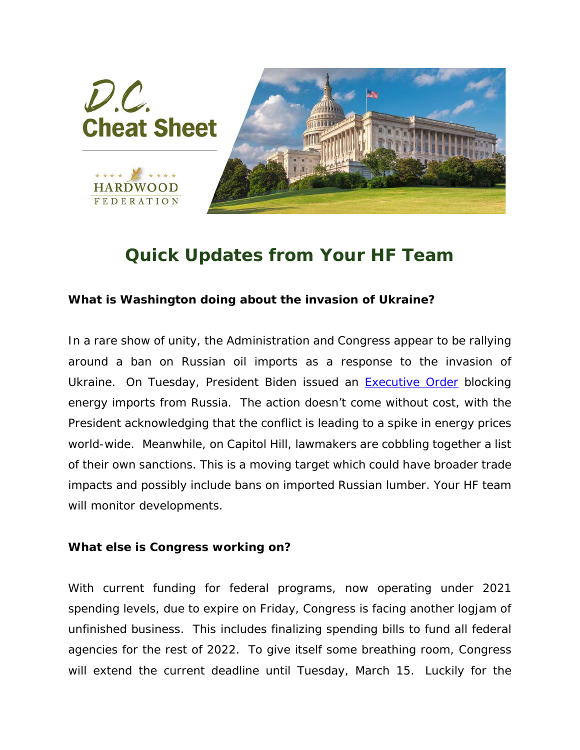# D.C. Cheat Sheet

HARDWOOD FEDERATION

## Quick Updates from Your HF Team

**What is Washington doing about the invasion of Ukraine?**

In a rare show of unity, the Administration and Congress appear to be rallying around a ban on Russian oil imports as a response to the invasion of Ukraine. On Tuesday, President Biden issued an [Executive Order]() blocking energy imports from Russia. The action doesn't come without cost, with the President acknowledging that the conflict is leading to a spike in energy prices world-wide. Meanwhile, on Capitol Hill, lawmakers are cobbling together a list of their own sanctions. This is a moving target which could have broader trade impacts and possibly include bans on imported Russian lumber. Your HF team will monitor developments.

**What else is Congress working on?**

With current funding for federal programs, now operating under 2021 spending levels, due to expire on Friday, Congress is facing another logjam of unfinished business. This includes finalizing spending bills to fund all federal agencies for the rest of 2022. To give itself some breathing room, Congress will extend the current deadline until Tuesday, March 15. Luckily for the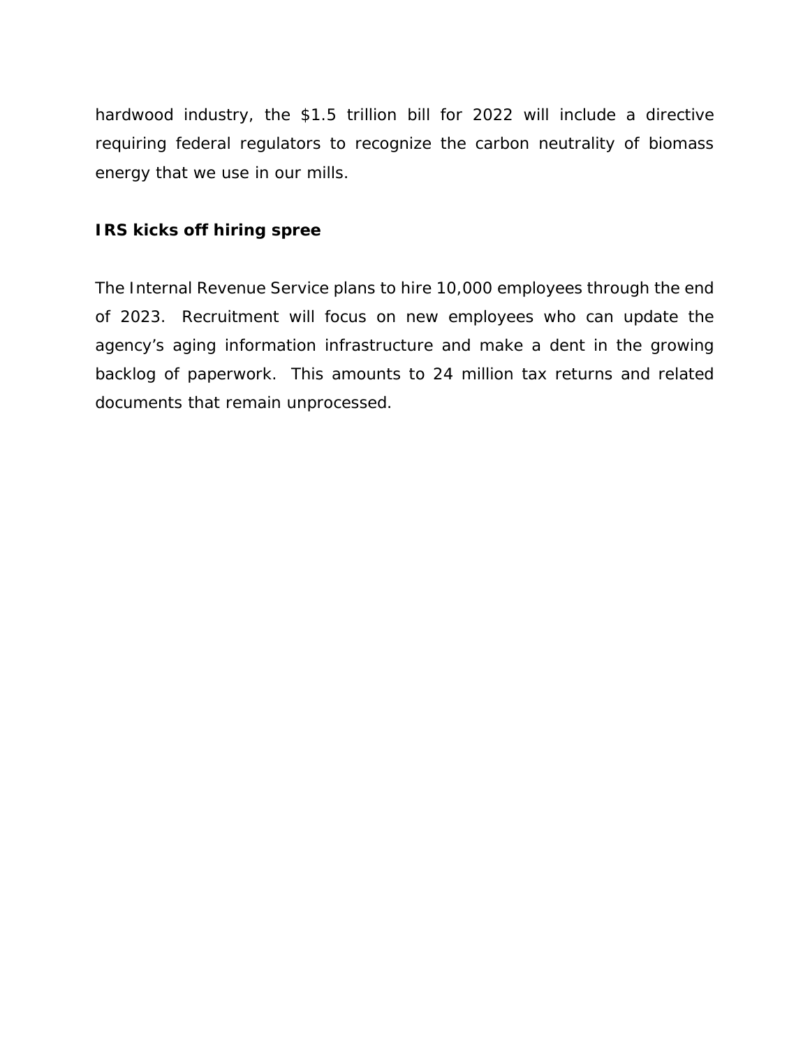hardwood industry, the $1.5 trillion bill for 2022 will include a directive requiring federal regulators to recognize the carbon neutrality of biomass energy that we use in our mills.

**IRS kicks off hiring spree**

The Internal Revenue Service plans to hire 10,000 employees through the end of 2023. Recruitment will focus on new employees who can update the agency's aging information infrastructure and make a dent in the growing backlog of paperwork. This amounts to 24 million tax returns and related documents that remain unprocessed.